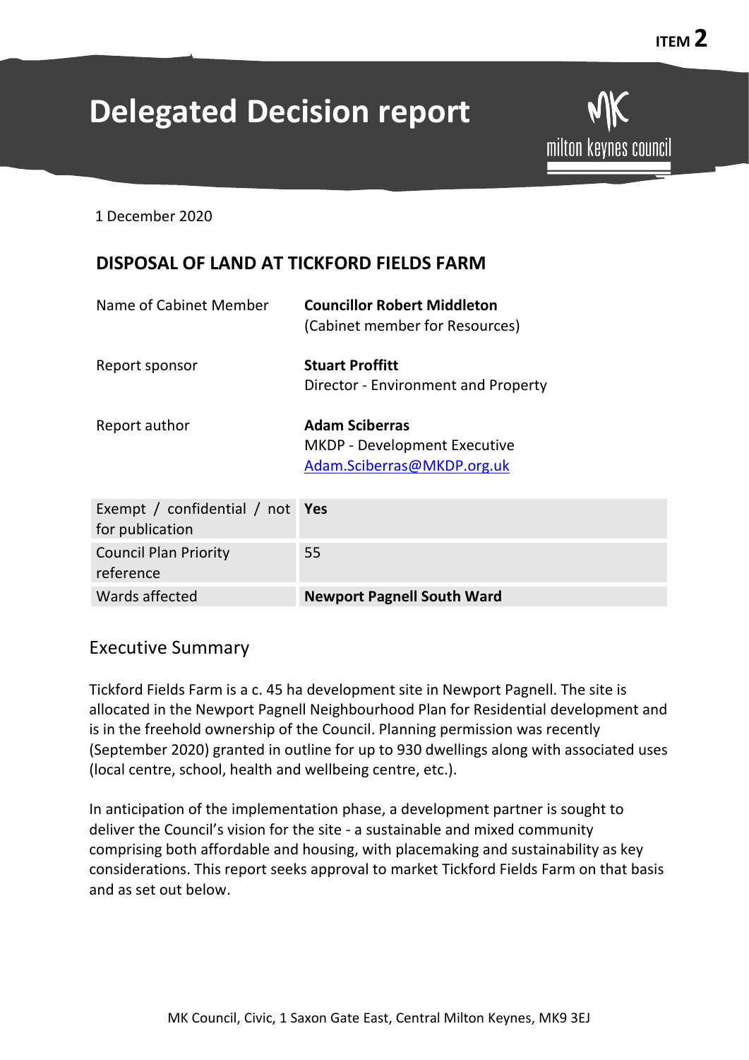ITEM 2

# Delegated Decision report

milton keynes council

1 December 2020

## DISPOSAL OF LAND AT TICKFORD FIELDS FARM

| | |
|---|---|
| Name of Cabinet Member | **Councillor Robert Middleton** (Cabinet member for Resources) |
| Report sponsor | **Stuart Proffitt** Director - Environment and Property |
| Report author | **Adam Sciberras** MKDP - Development Executive Adam.Sciberras@MKDP.org.uk |

| | |
|---|---|
| Exempt / confidential / not for publication | **Yes** |
| Council Plan Priority reference | 55 |
| Wards affected | **Newport Pagnell South Ward** |

## Executive Summary

Tickford Fields Farm is a c. 45 ha development site in Newport Pagnell. The site is allocated in the Newport Pagnell Neighbourhood Plan for Residential development and is in the freehold ownership of the Council. Planning permission was recently (September 2020) granted in outline for up to 930 dwellings along with associated uses (local centre, school, health and wellbeing centre, etc.).

In anticipation of the implementation phase, a development partner is sought to deliver the Council's vision for the site - a sustainable and mixed community comprising both affordable and housing, with placemaking and sustainability as key considerations. This report seeks approval to market Tickford Fields Farm on that basis and as set out below.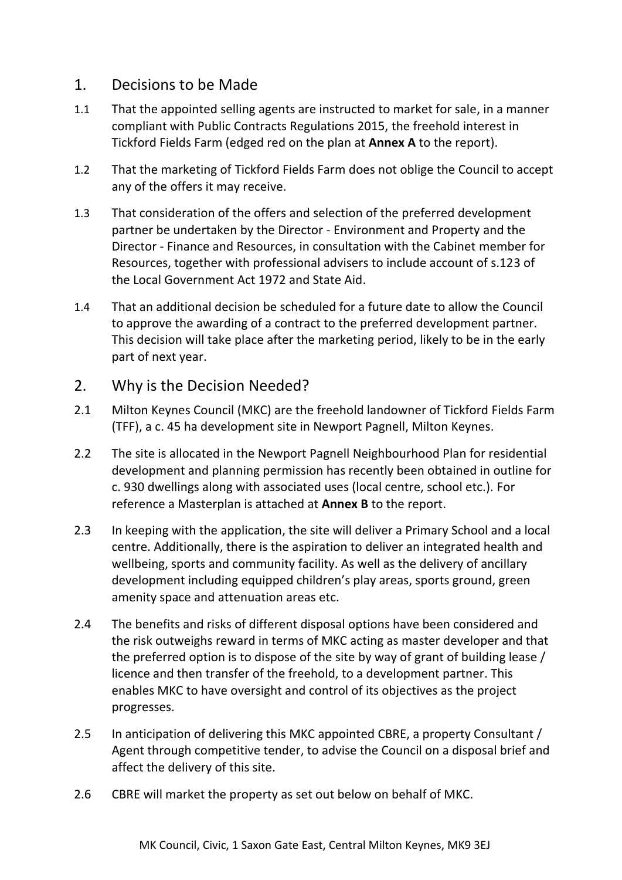## 1. Decisions to be Made

1.1 That the appointed selling agents are instructed to market for sale, in a manner compliant with Public Contracts Regulations 2015, the freehold interest in Tickford Fields Farm (edged red on the plan at **Annex A** to the report).

1.2 That the marketing of Tickford Fields Farm does not oblige the Council to accept any of the offers it may receive.

1.3 That consideration of the offers and selection of the preferred development partner be undertaken by the Director - Environment and Property and the Director - Finance and Resources, in consultation with the Cabinet member for Resources, together with professional advisers to include account of s.123 of the Local Government Act 1972 and State Aid.

1.4 That an additional decision be scheduled for a future date to allow the Council to approve the awarding of a contract to the preferred development partner. This decision will take place after the marketing period, likely to be in the early part of next year.

## 2. Why is the Decision Needed?

2.1 Milton Keynes Council (MKC) are the freehold landowner of Tickford Fields Farm (TFF), a c. 45 ha development site in Newport Pagnell, Milton Keynes.

2.2 The site is allocated in the Newport Pagnell Neighbourhood Plan for residential development and planning permission has recently been obtained in outline for c. 930 dwellings along with associated uses (local centre, school etc.). For reference a Masterplan is attached at **Annex B** to the report.

2.3 In keeping with the application, the site will deliver a Primary School and a local centre. Additionally, there is the aspiration to deliver an integrated health and wellbeing, sports and community facility. As well as the delivery of ancillary development including equipped children's play areas, sports ground, green amenity space and attenuation areas etc.

2.4 The benefits and risks of different disposal options have been considered and the risk outweighs reward in terms of MKC acting as master developer and that the preferred option is to dispose of the site by way of grant of building lease / licence and then transfer of the freehold, to a development partner. This enables MKC to have oversight and control of its objectives as the project progresses.

2.5 In anticipation of delivering this MKC appointed CBRE, a property Consultant / Agent through competitive tender, to advise the Council on a disposal brief and affect the delivery of this site.

2.6 CBRE will market the property as set out below on behalf of MKC.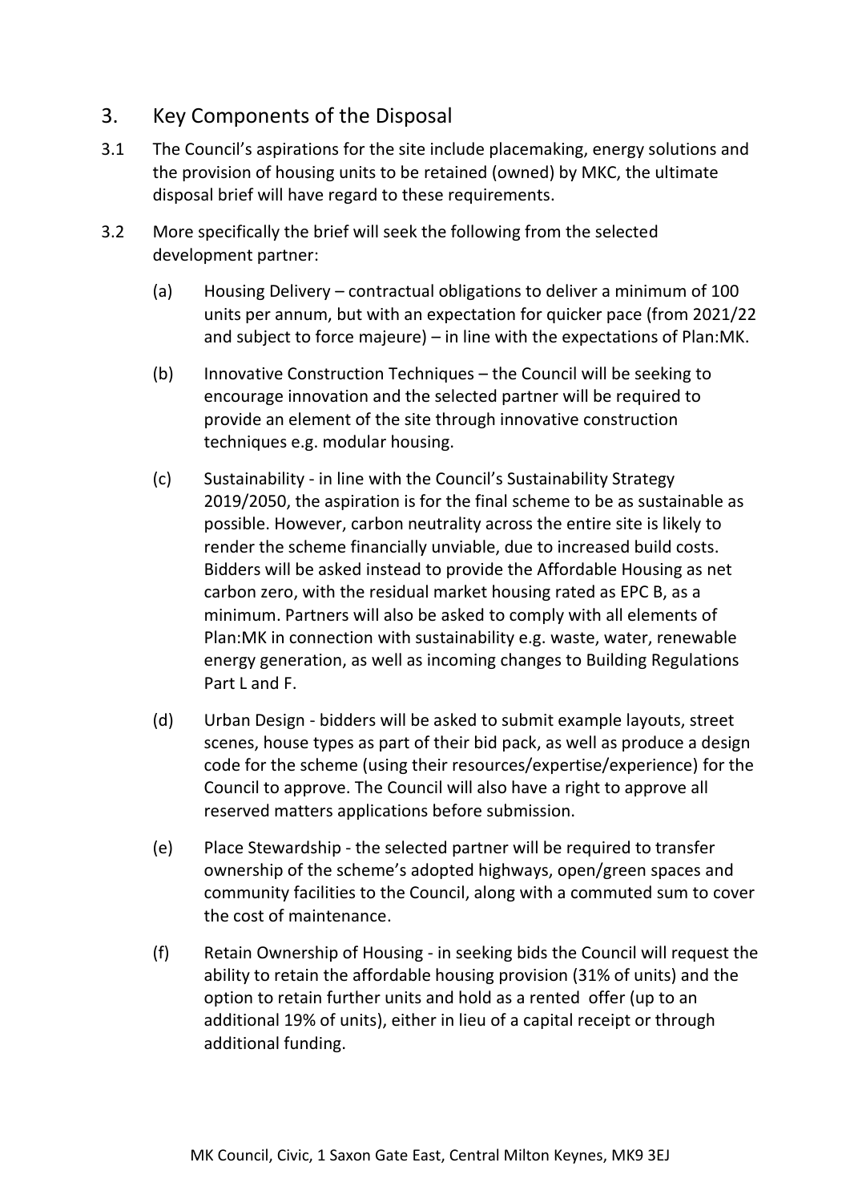## 3. Key Components of the Disposal

3.1 The Council's aspirations for the site include placemaking, energy solutions and the provision of housing units to be retained (owned) by MKC, the ultimate disposal brief will have regard to these requirements.

3.2 More specifically the brief will seek the following from the selected development partner:

(a) Housing Delivery – contractual obligations to deliver a minimum of 100 units per annum, but with an expectation for quicker pace (from 2021/22 and subject to force majeure) – in line with the expectations of Plan:MK.

(b) Innovative Construction Techniques – the Council will be seeking to encourage innovation and the selected partner will be required to provide an element of the site through innovative construction techniques e.g. modular housing.

(c) Sustainability - in line with the Council's Sustainability Strategy 2019/2050, the aspiration is for the final scheme to be as sustainable as possible. However, carbon neutrality across the entire site is likely to render the scheme financially unviable, due to increased build costs. Bidders will be asked instead to provide the Affordable Housing as net carbon zero, with the residual market housing rated as EPC B, as a minimum. Partners will also be asked to comply with all elements of Plan:MK in connection with sustainability e.g. waste, water, renewable energy generation, as well as incoming changes to Building Regulations Part L and F.

(d) Urban Design - bidders will be asked to submit example layouts, street scenes, house types as part of their bid pack, as well as produce a design code for the scheme (using their resources/expertise/experience) for the Council to approve. The Council will also have a right to approve all reserved matters applications before submission.

(e) Place Stewardship - the selected partner will be required to transfer ownership of the scheme's adopted highways, open/green spaces and community facilities to the Council, along with a commuted sum to cover the cost of maintenance.

(f) Retain Ownership of Housing - in seeking bids the Council will request the ability to retain the affordable housing provision (31% of units) and the option to retain further units and hold as a rented offer (up to an additional 19% of units), either in lieu of a capital receipt or through additional funding.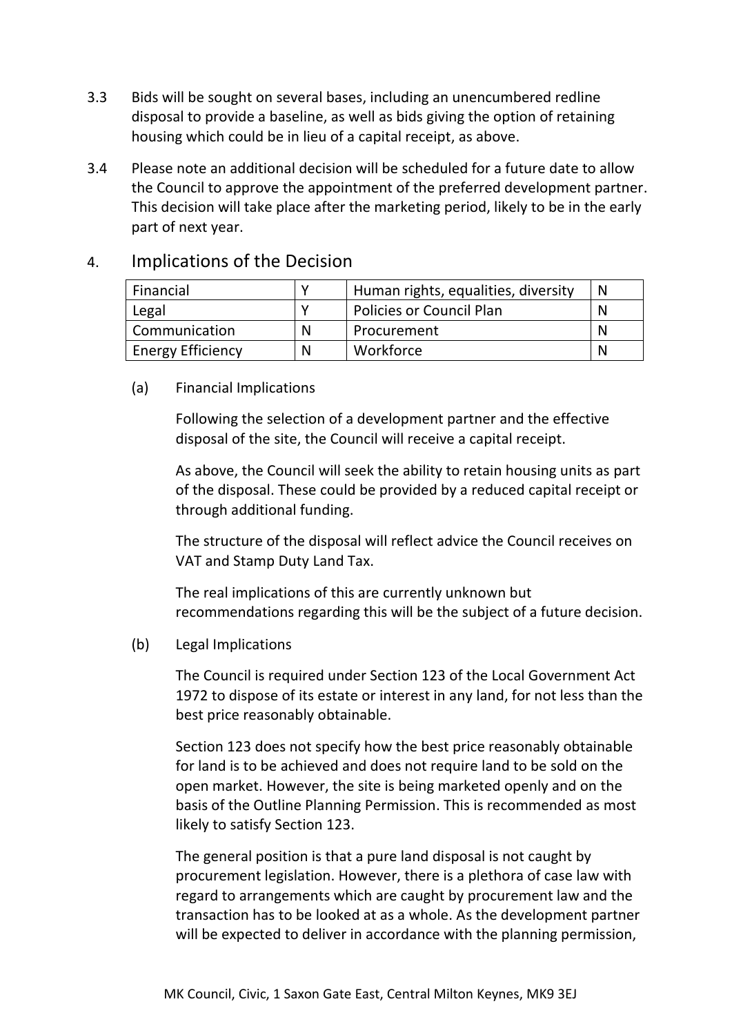3.3 Bids will be sought on several bases, including an unencumbered redline disposal to provide a baseline, as well as bids giving the option of retaining housing which could be in lieu of a capital receipt, as above.

3.4 Please note an additional decision will be scheduled for a future date to allow the Council to approve the appointment of the preferred development partner. This decision will take place after the marketing period, likely to be in the early part of next year.

## 4. Implications of the Decision

| | | | |
|---|---|---|---|
| Financial | Y | Human rights, equalities, diversity | N |
| Legal | Y | Policies or Council Plan | N |
| Communication | N | Procurement | N |
| Energy Efficiency | N | Workforce | N |

(a) Financial Implications

Following the selection of a development partner and the effective disposal of the site, the Council will receive a capital receipt.

As above, the Council will seek the ability to retain housing units as part of the disposal. These could be provided by a reduced capital receipt or through additional funding.

The structure of the disposal will reflect advice the Council receives on VAT and Stamp Duty Land Tax.

The real implications of this are currently unknown but recommendations regarding this will be the subject of a future decision.

(b) Legal Implications

The Council is required under Section 123 of the Local Government Act 1972 to dispose of its estate or interest in any land, for not less than the best price reasonably obtainable.

Section 123 does not specify how the best price reasonably obtainable for land is to be achieved and does not require land to be sold on the open market. However, the site is being marketed openly and on the basis of the Outline Planning Permission. This is recommended as most likely to satisfy Section 123.

The general position is that a pure land disposal is not caught by procurement legislation. However, there is a plethora of case law with regard to arrangements which are caught by procurement law and the transaction has to be looked at as a whole. As the development partner will be expected to deliver in accordance with the planning permission,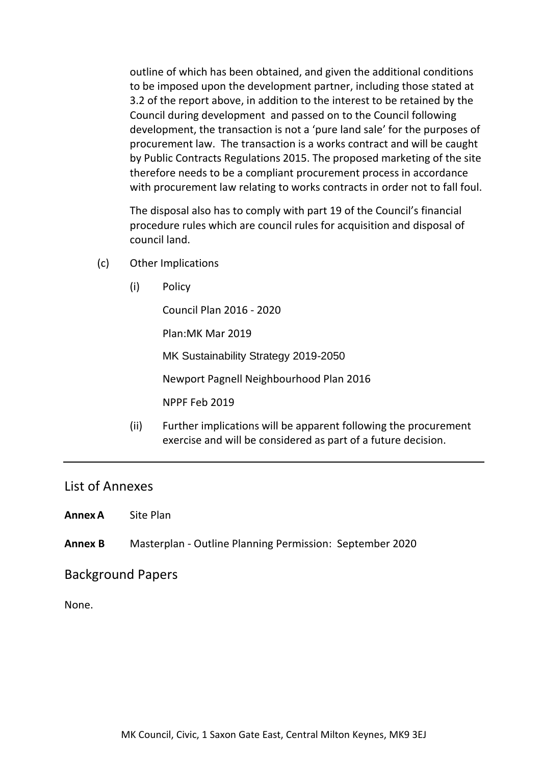outline of which has been obtained, and given the additional conditions to be imposed upon the development partner, including those stated at 3.2 of the report above, in addition to the interest to be retained by the Council during development and passed on to the Council following development, the transaction is not a 'pure land sale' for the purposes of procurement law. The transaction is a works contract and will be caught by Public Contracts Regulations 2015. The proposed marketing of the site therefore needs to be a compliant procurement process in accordance with procurement law relating to works contracts in order not to fall foul.

The disposal also has to comply with part 19 of the Council's financial procedure rules which are council rules for acquisition and disposal of council land.

(c) Other Implications

(i) Policy

Council Plan 2016 - 2020

Plan:MK Mar 2019

MK Sustainability Strategy 2019-2050

Newport Pagnell Neighbourhood Plan 2016

NPPF Feb 2019

(ii) Further implications will be apparent following the procurement exercise and will be considered as part of a future decision.

---

## List of Annexes

**Annex A** Site Plan

**Annex B** Masterplan - Outline Planning Permission: September 2020

## Background Papers

None.